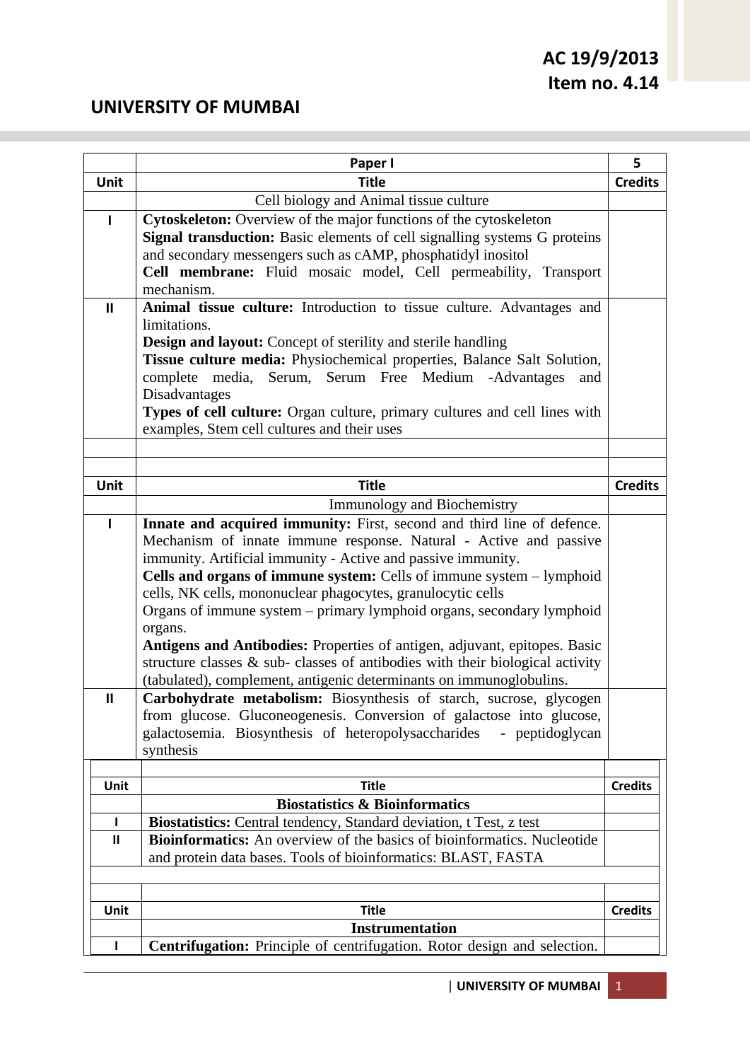AC 19/9/2013
Item no. 4.14

# UNIVERSITY OF MUMBAI

| | Paper I | 5 |
|---|---|---|
| **Unit** | **Title** | **Credits** |
| | Cell biology and Animal tissue culture | |
| I | **Cytoskeleton:** Overview of the major functions of the cytoskeleton<br>**Signal transduction:** Basic elements of cell signalling systems G proteins and secondary messengers such as cAMP, phosphatidyl inositol<br>**Cell membrane:** Fluid mosaic model, Cell permeability, Transport mechanism. | |
| II | **Animal tissue culture:** Introduction to tissue culture. Advantages and limitations.<br>**Design and layout:** Concept of sterility and sterile handling<br>**Tissue culture media:** Physiochemical properties, Balance Salt Solution, complete media, Serum, Serum Free Medium -Advantages and Disadvantages<br>**Types of cell culture:** Organ culture, primary cultures and cell lines with examples, Stem cell cultures and their uses | |
| | | |
| | | |
| **Unit** | **Title** | **Credits** |
| | Immunology and Biochemistry | |
| I | **Innate and acquired immunity:** First, second and third line of defence. Mechanism of innate immune response. Natural - Active and passive immunity. Artificial immunity - Active and passive immunity.<br>**Cells and organs of immune system:** Cells of immune system – lymphoid cells, NK cells, mononuclear phagocytes, granulocytic cells<br>Organs of immune system – primary lymphoid organs, secondary lymphoid organs.<br>**Antigens and Antibodies:** Properties of antigen, adjuvant, epitopes. Basic structure classes & sub- classes of antibodies with their biological activity (tabulated), complement, antigenic determinants on immunoglobulins. | |
| II | **Carbohydrate metabolism:** Biosynthesis of starch, sucrose, glycogen from glucose. Gluconeogenesis. Conversion of galactose into glucose, galactosemia. Biosynthesis of heteropolysaccharides - peptidoglycan synthesis | |
| | | |
| **Unit** | **Title** | **Credits** |
| | **Biostatistics & Bioinformatics** | |
| I | **Biostatistics:** Central tendency, Standard deviation, t Test, z test | |
| II | **Bioinformatics:** An overview of the basics of bioinformatics. Nucleotide and protein data bases. Tools of bioinformatics: BLAST, FASTA | |
| | | |
| | | |
| **Unit** | **Title** | **Credits** |
| | **Instrumentation** | |
| I | **Centrifugation:** Principle of centrifugation. Rotor design and selection. | |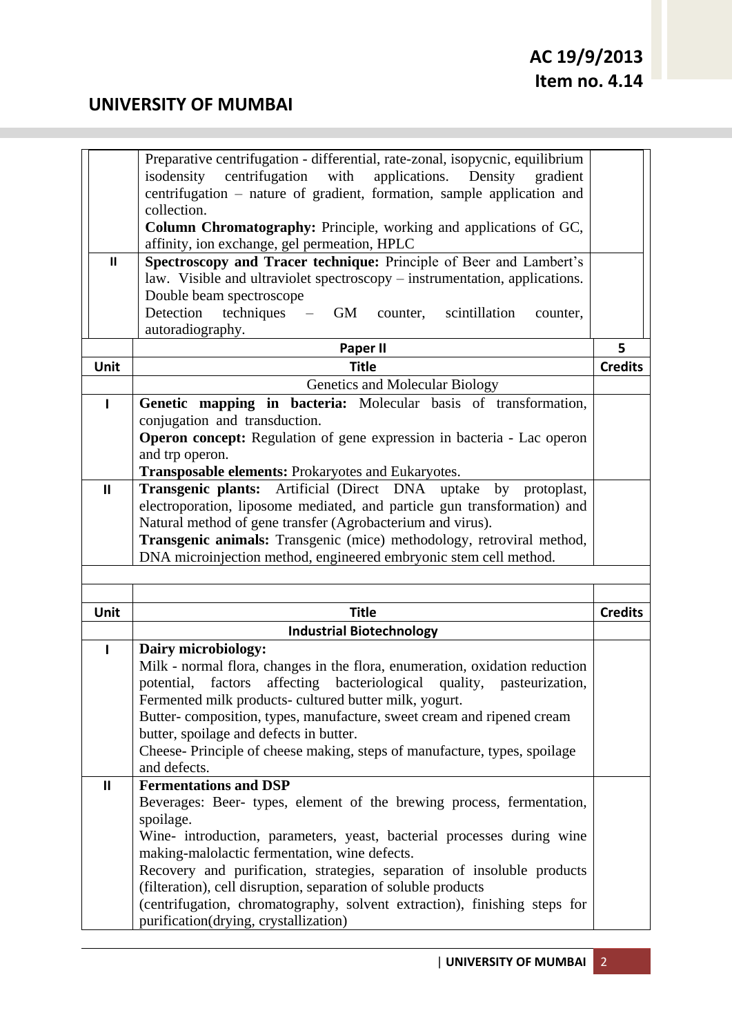| Unit | Title | Credits |
|---|---|---|
| | Preparative centrifugation - differential, rate-zonal, isopycnic, equilibrium isodensity centrifugation with applications. Density gradient centrifugation – nature of gradient, formation, sample application and collection.<br>**Column Chromatography:** Principle, working and applications of GC, affinity, ion exchange, gel permeation, HPLC | |
| II | **Spectroscopy and Tracer technique:** Principle of Beer and Lambert's law. Visible and ultraviolet spectroscopy – instrumentation, applications. Double beam spectroscope<br>Detection techniques – GM counter, scintillation counter, autoradiography. | |

| Unit | Title | Credits |
|---|---|---|
| | **Paper II** | **5** |
| **Unit** | **Title** | **Credits** |
| | Genetics and Molecular Biology | |
| I | **Genetic mapping in bacteria:** Molecular basis of transformation, conjugation and transduction.<br>**Operon concept:** Regulation of gene expression in bacteria - Lac operon and trp operon.<br>**Transposable elements:** Prokaryotes and Eukaryotes. | |
| II | **Transgenic plants:** Artificial (Direct DNA uptake by protoplast, electroporation, liposome mediated, and particle gun transformation) and Natural method of gene transfer (Agrobacterium and virus).<br>**Transgenic animals:** Transgenic (mice) methodology, retroviral method, DNA microinjection method, engineered embryonic stem cell method. | |
| | | |
| | | |
| **Unit** | **Title** | **Credits** |
| | **Industrial Biotechnology** | |
| I | **Dairy microbiology:**<br>Milk - normal flora, changes in the flora, enumeration, oxidation reduction potential, factors affecting bacteriological quality, pasteurization, Fermented milk products- cultured butter milk, yogurt.<br>Butter- composition, types, manufacture, sweet cream and ripened cream butter, spoilage and defects in butter.<br>Cheese- Principle of cheese making, steps of manufacture, types, spoilage and defects. | |
| II | **Fermentations and DSP**<br>Beverages: Beer- types, element of the brewing process, fermentation, spoilage.<br>Wine- introduction, parameters, yeast, bacterial processes during wine making-malolactic fermentation, wine defects.<br>Recovery and purification, strategies, separation of insoluble products (filteration), cell disruption, separation of soluble products (centrifugation, chromatography, solvent extraction), finishing steps for purification(drying, crystallization) | |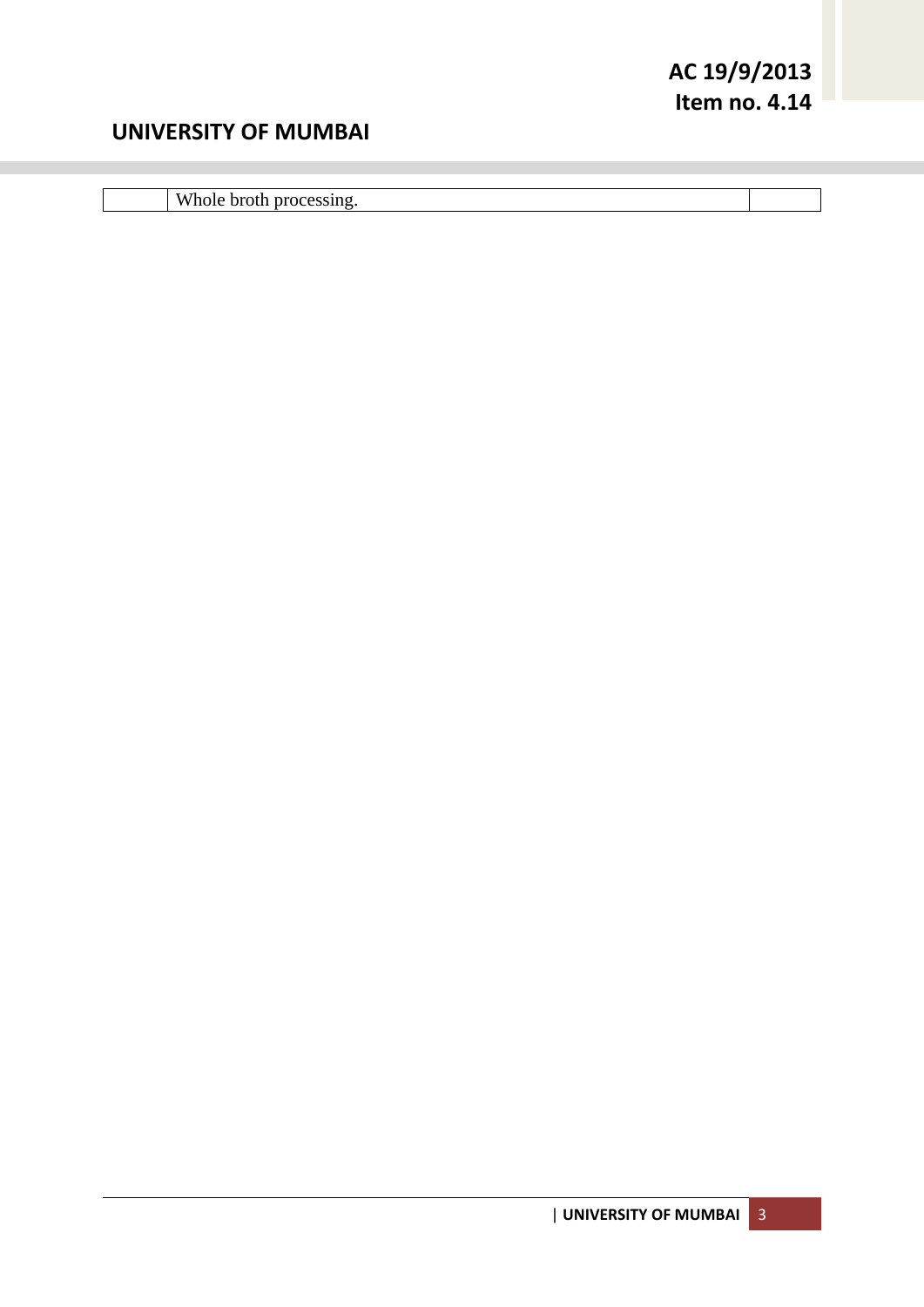| | Whole broth processing. | |
|---|---|---|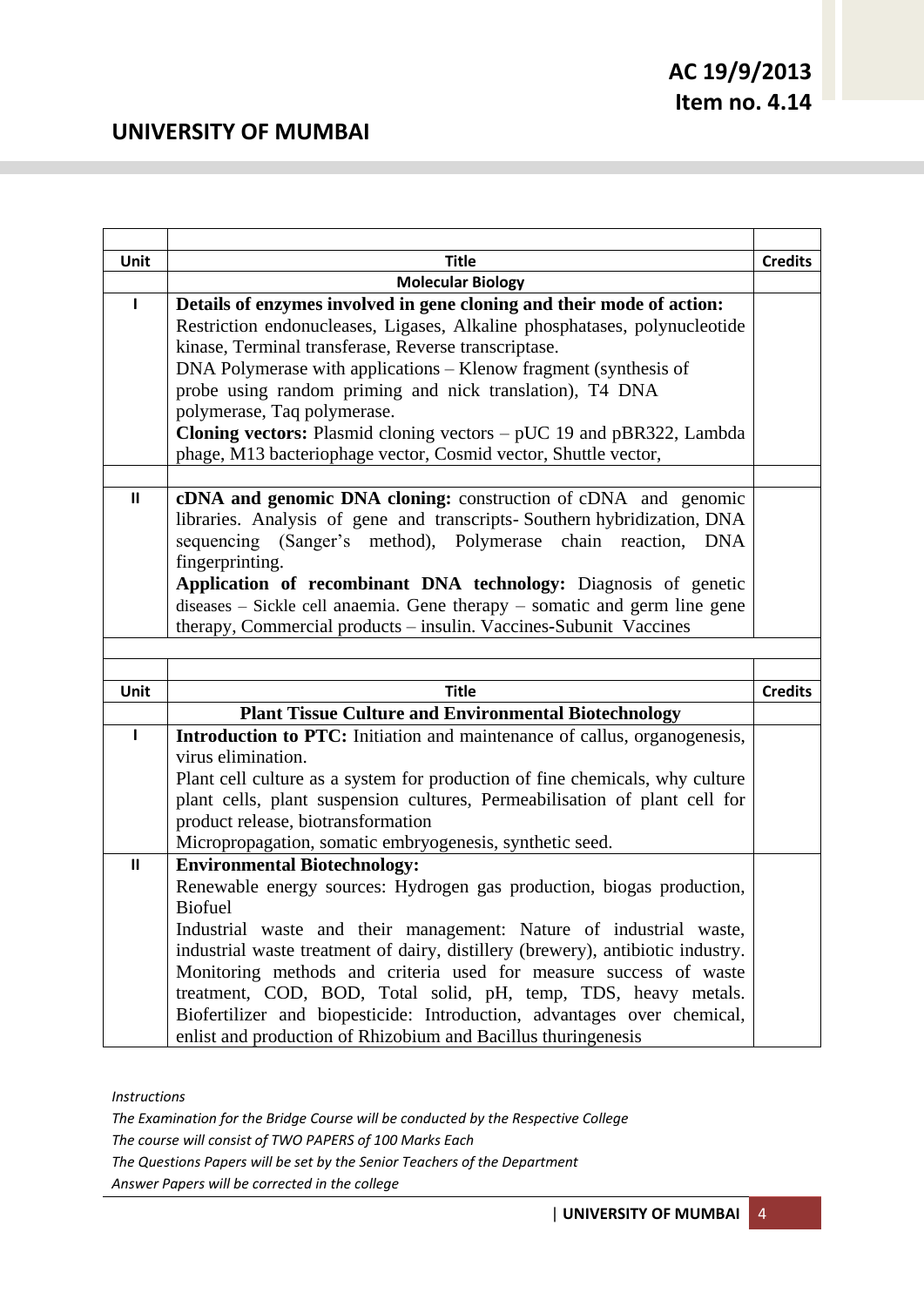AC 19/9/2013
Item no. 4.14

## UNIVERSITY OF MUMBAI

| Unit | Title | Credits |
|---|---|---|
| | **Molecular Biology** | |
| I | **Details of enzymes involved in gene cloning and their mode of action:** Restriction endonucleases, Ligases, Alkaline phosphatases, polynucleotide kinase, Terminal transferase, Reverse transcriptase. DNA Polymerase with applications – Klenow fragment (synthesis of probe using random priming and nick translation), T4 DNA polymerase, Taq polymerase. **Cloning vectors:** Plasmid cloning vectors – pUC 19 and pBR322, Lambda phage, M13 bacteriophage vector, Cosmid vector, Shuttle vector, | |
| | | |
| II | **cDNA and genomic DNA cloning:** construction of cDNA and genomic libraries. Analysis of gene and transcripts- Southern hybridization, DNA sequencing (Sanger's method), Polymerase chain reaction, DNA fingerprinting. **Application of recombinant DNA technology:** Diagnosis of genetic diseases – Sickle cell anaemia. Gene therapy – somatic and germ line gene therapy, Commercial products – insulin. Vaccines-Subunit Vaccines | |

| Unit | Title | Credits |
|---|---|---|
| | **Plant Tissue Culture and Environmental Biotechnology** | |
| I | **Introduction to PTC:** Initiation and maintenance of callus, organogenesis, virus elimination. Plant cell culture as a system for production of fine chemicals, why culture plant cells, plant suspension cultures, Permeabilisation of plant cell for product release, biotransformation Micropropagation, somatic embryogenesis, synthetic seed. | |
| II | **Environmental Biotechnology:** Renewable energy sources: Hydrogen gas production, biogas production, Biofuel Industrial waste and their management: Nature of industrial waste, industrial waste treatment of dairy, distillery (brewery), antibiotic industry. Monitoring methods and criteria used for measure success of waste treatment, COD, BOD, Total solid, pH, temp, TDS, heavy metals. Biofertilizer and biopesticide: Introduction, advantages over chemical, enlist and production of Rhizobium and Bacillus thuringenesis | |

*Instructions*

*The Examination for the Bridge Course will be conducted by the Respective College*

*The course will consist of TWO PAPERS of 100 Marks Each*

*The Questions Papers will be set by the Senior Teachers of the Department*

*Answer Papers will be corrected in the college*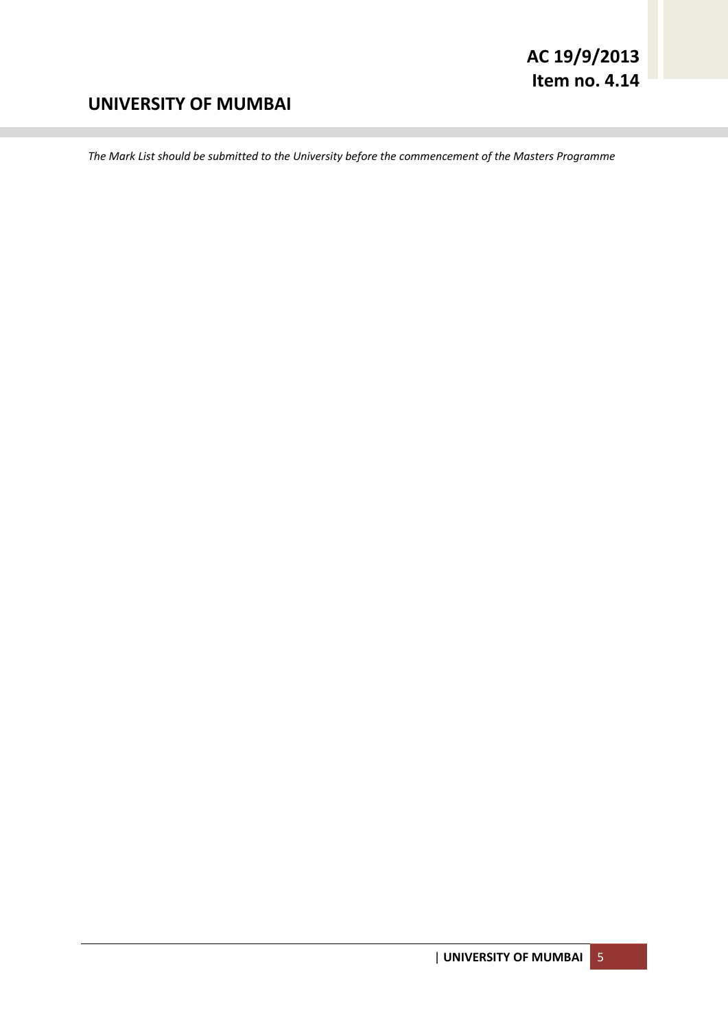*The Mark List should be submitted to the University before the commencement of the Masters Programme*